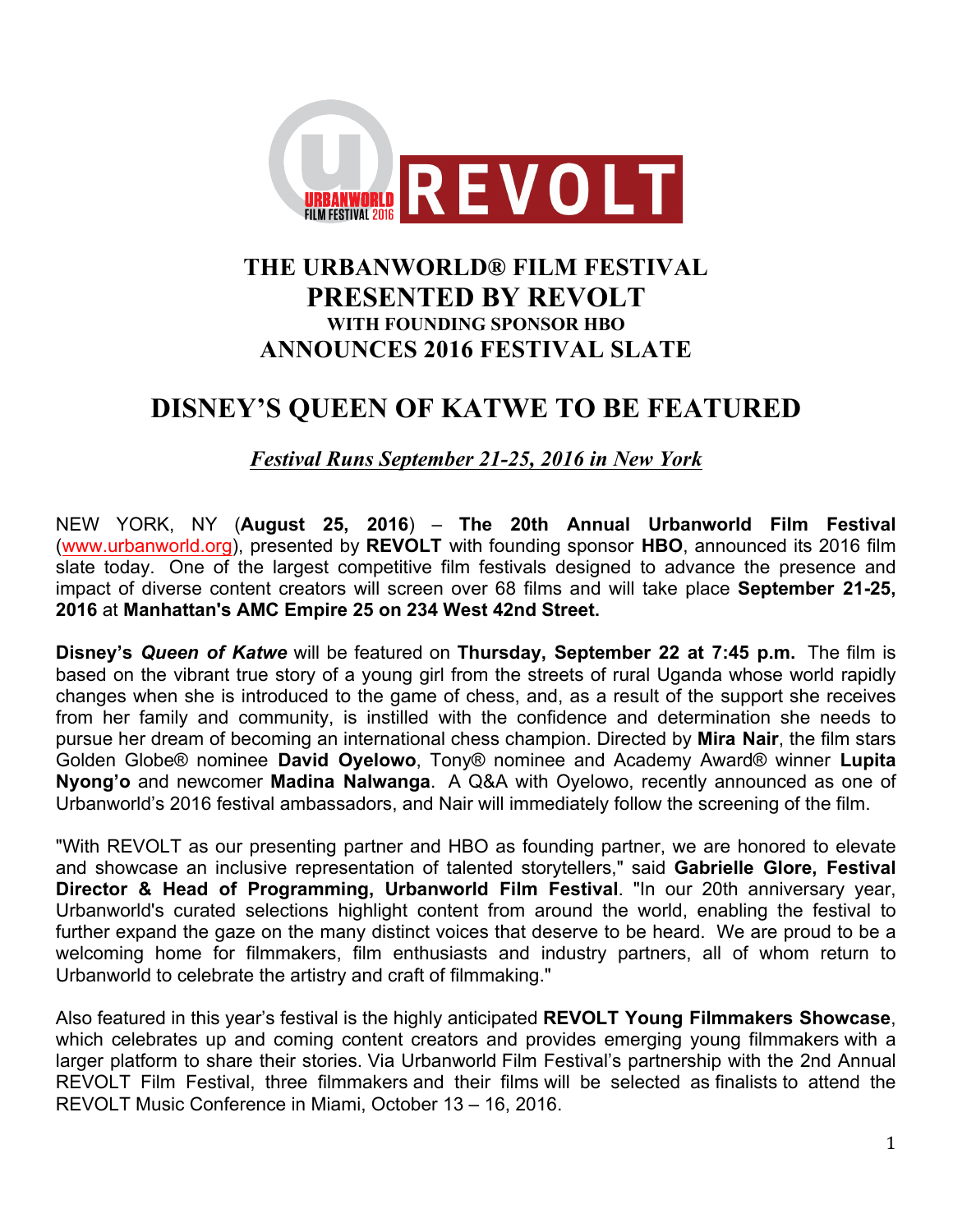# THE URBANWORLD® FILM FESTIVAL
# PRESENTED BY REVOLT
### WITH FOUNDING SPONSOR HBO
## ANNOUNCES 2016 FESTIVAL SLATE

# DISNEY'S QUEEN OF KATWE TO BE FEATURED

***Festival Runs September 21-25, 2016 in New York***

NEW YORK, NY (**August 25, 2016**) – **The 20th Annual Urbanworld Film Festival** (www.urbanworld.org), presented by **REVOLT** with founding sponsor **HBO**, announced its 2016 film slate today. One of the largest competitive film festivals designed to advance the presence and impact of diverse content creators will screen over 68 films and will take place **September 21-25, 2016** at **Manhattan's AMC Empire 25 on 234 West 42nd Street.**

**Disney's *Queen of Katwe*** will be featured on **Thursday, September 22 at 7:45 p.m.** The film is based on the vibrant true story of a young girl from the streets of rural Uganda whose world rapidly changes when she is introduced to the game of chess, and, as a result of the support she receives from her family and community, is instilled with the confidence and determination she needs to pursue her dream of becoming an international chess champion. Directed by **Mira Nair**, the film stars Golden Globe® nominee **David Oyelowo**, Tony® nominee and Academy Award® winner **Lupita Nyong'o** and newcomer **Madina Nalwanga**. A Q&A with Oyelowo, recently announced as one of Urbanworld's 2016 festival ambassadors, and Nair will immediately follow the screening of the film.

"With REVOLT as our presenting partner and HBO as founding partner, we are honored to elevate and showcase an inclusive representation of talented storytellers," said **Gabrielle Glore, Festival Director & Head of Programming, Urbanworld Film Festival**. "In our 20th anniversary year, Urbanworld's curated selections highlight content from around the world, enabling the festival to further expand the gaze on the many distinct voices that deserve to be heard. We are proud to be a welcoming home for filmmakers, film enthusiasts and industry partners, all of whom return to Urbanworld to celebrate the artistry and craft of filmmaking."

Also featured in this year's festival is the highly anticipated **REVOLT Young Filmmakers Showcase**, which celebrates up and coming content creators and provides emerging young filmmakers with a larger platform to share their stories. Via Urbanworld Film Festival's partnership with the 2nd Annual REVOLT Film Festival, three filmmakers and their films will be selected as finalists to attend the REVOLT Music Conference in Miami, October 13 – 16, 2016.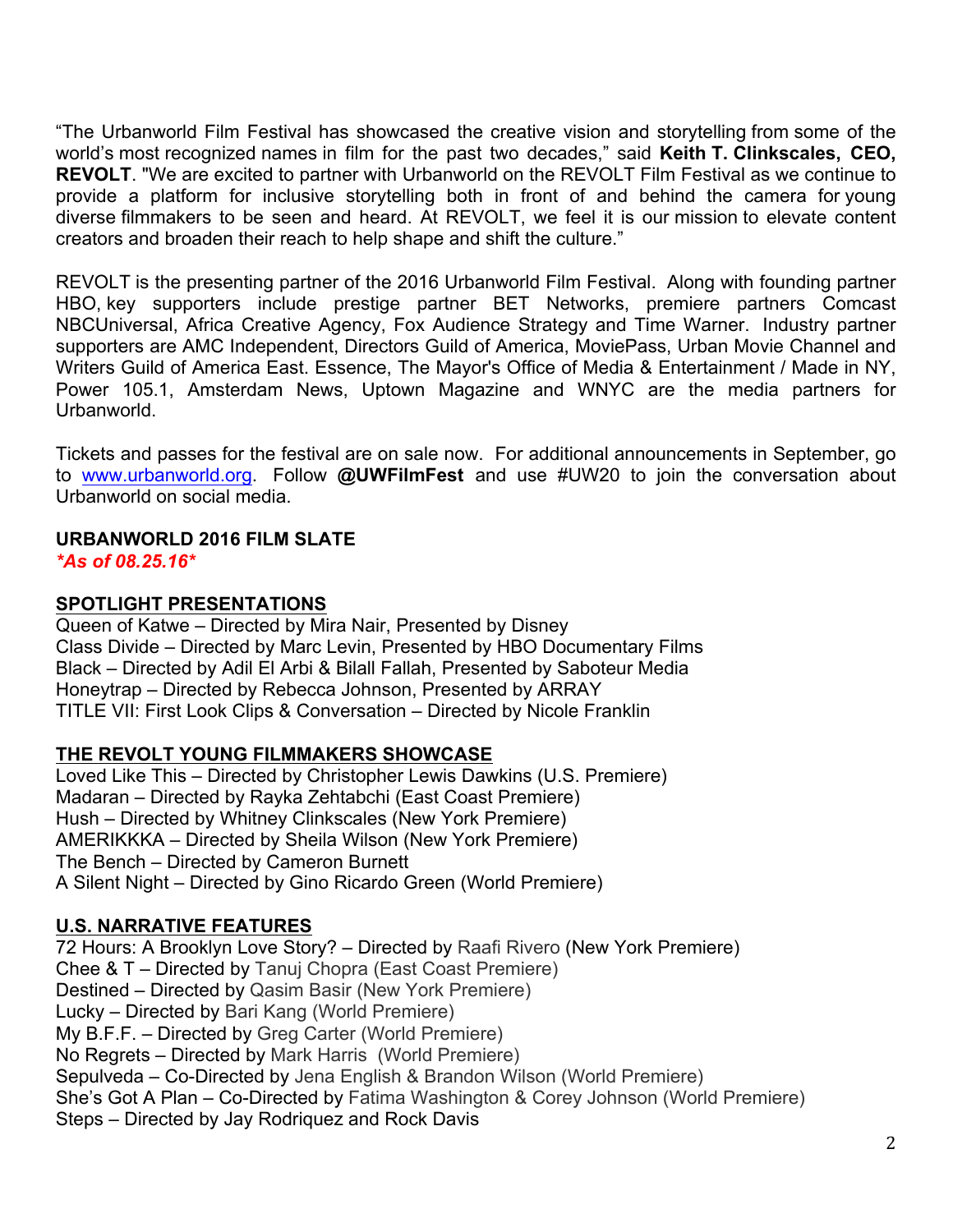"The Urbanworld Film Festival has showcased the creative vision and storytelling from some of the world's most recognized names in film for the past two decades," said **Keith T. Clinkscales, CEO, REVOLT**. "We are excited to partner with Urbanworld on the REVOLT Film Festival as we continue to provide a platform for inclusive storytelling both in front of and behind the camera for young diverse filmmakers to be seen and heard. At REVOLT, we feel it is our mission to elevate content creators and broaden their reach to help shape and shift the culture."

REVOLT is the presenting partner of the 2016 Urbanworld Film Festival. Along with founding partner HBO, key supporters include prestige partner BET Networks, premiere partners Comcast NBCUniversal, Africa Creative Agency, Fox Audience Strategy and Time Warner. Industry partner supporters are AMC Independent, Directors Guild of America, MoviePass, Urban Movie Channel and Writers Guild of America East. Essence, The Mayor's Office of Media & Entertainment / Made in NY, Power 105.1, Amsterdam News, Uptown Magazine and WNYC are the media partners for Urbanworld.

Tickets and passes for the festival are on sale now. For additional announcements in September, go to [www.urbanworld.org](http://www.urbanworld.org). Follow **@UWFilmFest** and use #UW20 to join the conversation about Urbanworld on social media.

**URBANWORLD 2016 FILM SLATE**
***As of 08.25.16***

**SPOTLIGHT PRESENTATIONS**

Queen of Katwe – Directed by Mira Nair, Presented by Disney
Class Divide – Directed by Marc Levin, Presented by HBO Documentary Films
Black – Directed by Adil El Arbi & Bilall Fallah, Presented by Saboteur Media
Honeytrap – Directed by Rebecca Johnson, Presented by ARRAY
TITLE VII: First Look Clips & Conversation – Directed by Nicole Franklin

**THE REVOLT YOUNG FILMMAKERS SHOWCASE**

Loved Like This – Directed by Christopher Lewis Dawkins (U.S. Premiere)
Madaran – Directed by Rayka Zehtabchi (East Coast Premiere)
Hush – Directed by Whitney Clinkscales (New York Premiere)
AMERIKKKA – Directed by Sheila Wilson (New York Premiere)
The Bench – Directed by Cameron Burnett
A Silent Night – Directed by Gino Ricardo Green (World Premiere)

**U.S. NARRATIVE FEATURES**

72 Hours: A Brooklyn Love Story? – Directed by Raafi Rivero (New York Premiere)
Chee & T – Directed by Tanuj Chopra (East Coast Premiere)
Destined – Directed by Qasim Basir (New York Premiere)
Lucky – Directed by Bari Kang (World Premiere)
My B.F.F. – Directed by Greg Carter (World Premiere)
No Regrets – Directed by Mark Harris (World Premiere)
Sepulveda – Co-Directed by Jena English & Brandon Wilson (World Premiere)
She's Got A Plan – Co-Directed by Fatima Washington & Corey Johnson (World Premiere)
Steps – Directed by Jay Rodriquez and Rock Davis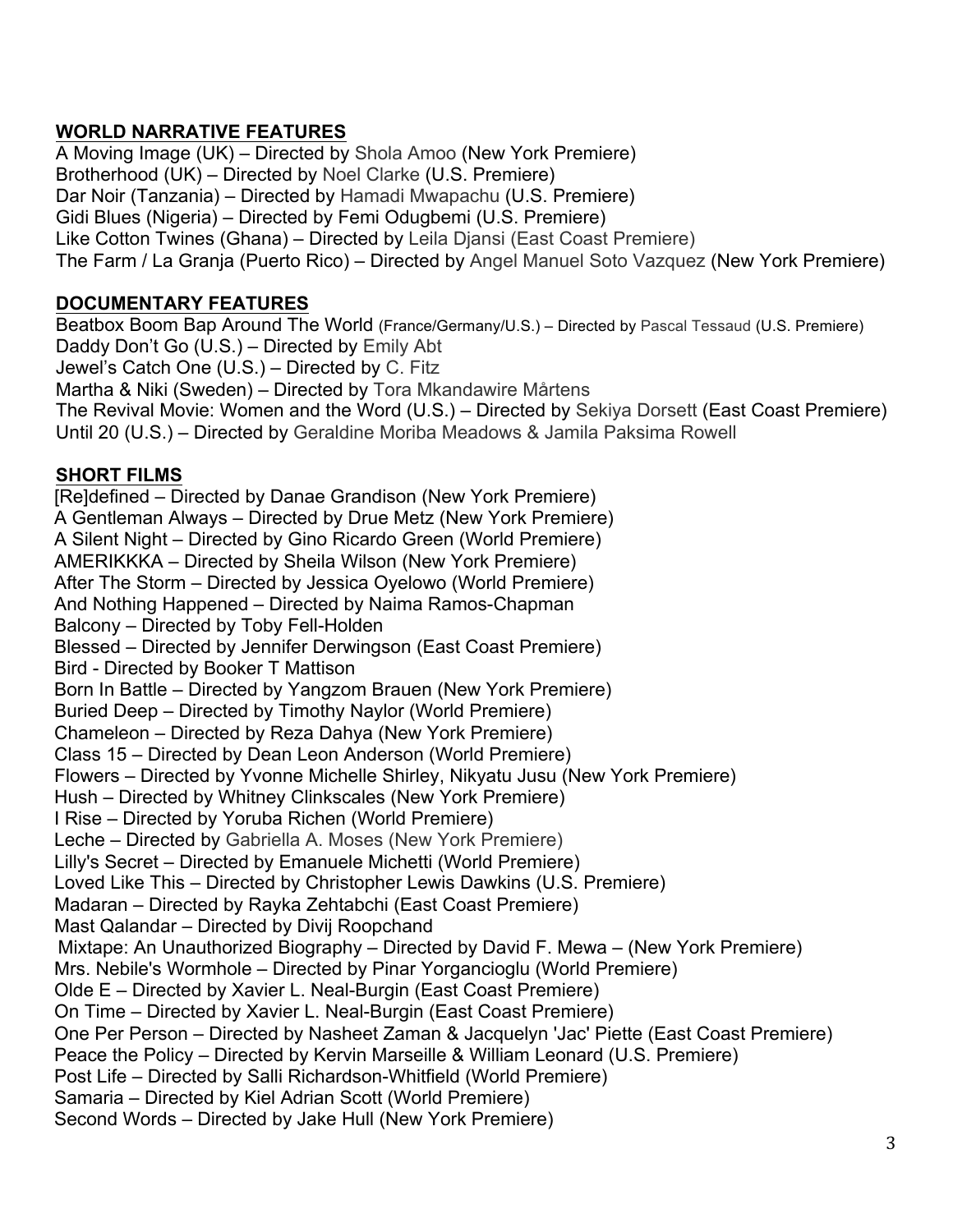## WORLD NARRATIVE FEATURES

A Moving Image (UK) – Directed by Shola Amoo (New York Premiere)
Brotherhood (UK) – Directed by Noel Clarke (U.S. Premiere)
Dar Noir (Tanzania) – Directed by Hamadi Mwapachu (U.S. Premiere)
Gidi Blues (Nigeria) – Directed by Femi Odugbemi (U.S. Premiere)
Like Cotton Twines (Ghana) – Directed by Leila Djansi (East Coast Premiere)
The Farm / La Granja (Puerto Rico) – Directed by Angel Manuel Soto Vazquez (New York Premiere)

## DOCUMENTARY FEATURES

Beatbox Boom Bap Around The World (France/Germany/U.S.) – Directed by Pascal Tessaud (U.S. Premiere)
Daddy Don't Go (U.S.) – Directed by Emily Abt
Jewel's Catch One (U.S.) – Directed by C. Fitz
Martha & Niki (Sweden) – Directed by Tora Mkandawire Mårtens
The Revival Movie: Women and the Word (U.S.) – Directed by Sekiya Dorsett (East Coast Premiere)
Until 20 (U.S.) – Directed by Geraldine Moriba Meadows & Jamila Paksima Rowell

## SHORT FILMS

[Re]defined – Directed by Danae Grandison (New York Premiere)
A Gentleman Always – Directed by Drue Metz (New York Premiere)
A Silent Night – Directed by Gino Ricardo Green (World Premiere)
AMERIKKKA – Directed by Sheila Wilson (New York Premiere)
After The Storm – Directed by Jessica Oyelowo (World Premiere)
And Nothing Happened – Directed by Naima Ramos-Chapman
Balcony – Directed by Toby Fell-Holden
Blessed – Directed by Jennifer Derwingson (East Coast Premiere)
Bird - Directed by Booker T Mattison
Born In Battle – Directed by Yangzom Brauen (New York Premiere)
Buried Deep – Directed by Timothy Naylor (World Premiere)
Chameleon – Directed by Reza Dahya (New York Premiere)
Class 15 – Directed by Dean Leon Anderson (World Premiere)
Flowers – Directed by Yvonne Michelle Shirley, Nikyatu Jusu (New York Premiere)
Hush – Directed by Whitney Clinkscales (New York Premiere)
I Rise – Directed by Yoruba Richen (World Premiere)
Leche – Directed by Gabriella A. Moses (New York Premiere)
Lilly's Secret – Directed by Emanuele Michetti (World Premiere)
Loved Like This – Directed by Christopher Lewis Dawkins (U.S. Premiere)
Madaran – Directed by Rayka Zehtabchi (East Coast Premiere)
Mast Qalandar – Directed by Divij Roopchand
Mixtape: An Unauthorized Biography – Directed by David F. Mewa – (New York Premiere)
Mrs. Nebile's Wormhole – Directed by Pinar Yorgancioglu (World Premiere)
Olde E – Directed by Xavier L. Neal-Burgin (East Coast Premiere)
On Time – Directed by Xavier L. Neal-Burgin (East Coast Premiere)
One Per Person – Directed by Nasheet Zaman & Jacquelyn 'Jac' Piette (East Coast Premiere)
Peace the Policy – Directed by Kervin Marseille & William Leonard (U.S. Premiere)
Post Life – Directed by Salli Richardson-Whitfield (World Premiere)
Samaria – Directed by Kiel Adrian Scott (World Premiere)
Second Words – Directed by Jake Hull (New York Premiere)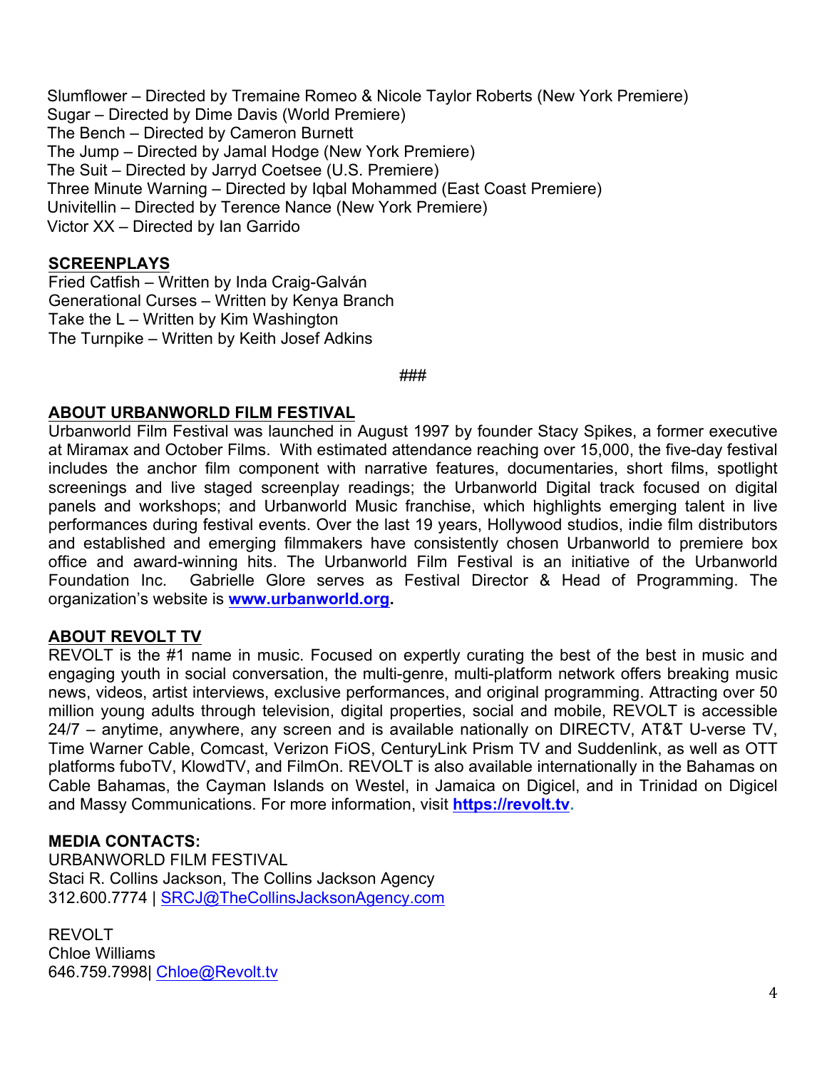Slumflower – Directed by Tremaine Romeo & Nicole Taylor Roberts (New York Premiere)
Sugar – Directed by Dime Davis (World Premiere)
The Bench – Directed by Cameron Burnett
The Jump – Directed by Jamal Hodge (New York Premiere)
The Suit – Directed by Jarryd Coetsee (U.S. Premiere)
Three Minute Warning – Directed by Iqbal Mohammed (East Coast Premiere)
Univitellin – Directed by Terence Nance (New York Premiere)
Victor XX – Directed by Ian Garrido

**SCREENPLAYS**

Fried Catfish – Written by Inda Craig-Galván
Generational Curses – Written by Kenya Branch
Take the L – Written by Kim Washington
The Turnpike – Written by Keith Josef Adkins

###

**ABOUT URBANWORLD FILM FESTIVAL**

Urbanworld Film Festival was launched in August 1997 by founder Stacy Spikes, a former executive at Miramax and October Films. With estimated attendance reaching over 15,000, the five-day festival includes the anchor film component with narrative features, documentaries, short films, spotlight screenings and live staged screenplay readings; the Urbanworld Digital track focused on digital panels and workshops; and Urbanworld Music franchise, which highlights emerging talent in live performances during festival events. Over the last 19 years, Hollywood studios, indie film distributors and established and emerging filmmakers have consistently chosen Urbanworld to premiere box office and award-winning hits. The Urbanworld Film Festival is an initiative of the Urbanworld Foundation Inc. Gabrielle Glore serves as Festival Director & Head of Programming. The organization's website is **www.urbanworld.org.**

**ABOUT REVOLT TV**

REVOLT is the #1 name in music. Focused on expertly curating the best of the best in music and engaging youth in social conversation, the multi-genre, multi-platform network offers breaking music news, videos, artist interviews, exclusive performances, and original programming. Attracting over 50 million young adults through television, digital properties, social and mobile, REVOLT is accessible 24/7 – anytime, anywhere, any screen and is available nationally on DIRECTV, AT&T U-verse TV, Time Warner Cable, Comcast, Verizon FiOS, CenturyLink Prism TV and Suddenlink, as well as OTT platforms fuboTV, KlowdTV, and FilmOn. REVOLT is also available internationally in the Bahamas on Cable Bahamas, the Cayman Islands on Westel, in Jamaica on Digicel, and in Trinidad on Digicel and Massy Communications. For more information, visit **https://revolt.tv.**

**MEDIA CONTACTS:**

URBANWORLD FILM FESTIVAL
Staci R. Collins Jackson, The Collins Jackson Agency
312.600.7774 | SRCJ@TheCollinsJacksonAgency.com

REVOLT
Chloe Williams
646.759.7998| Chloe@Revolt.tv